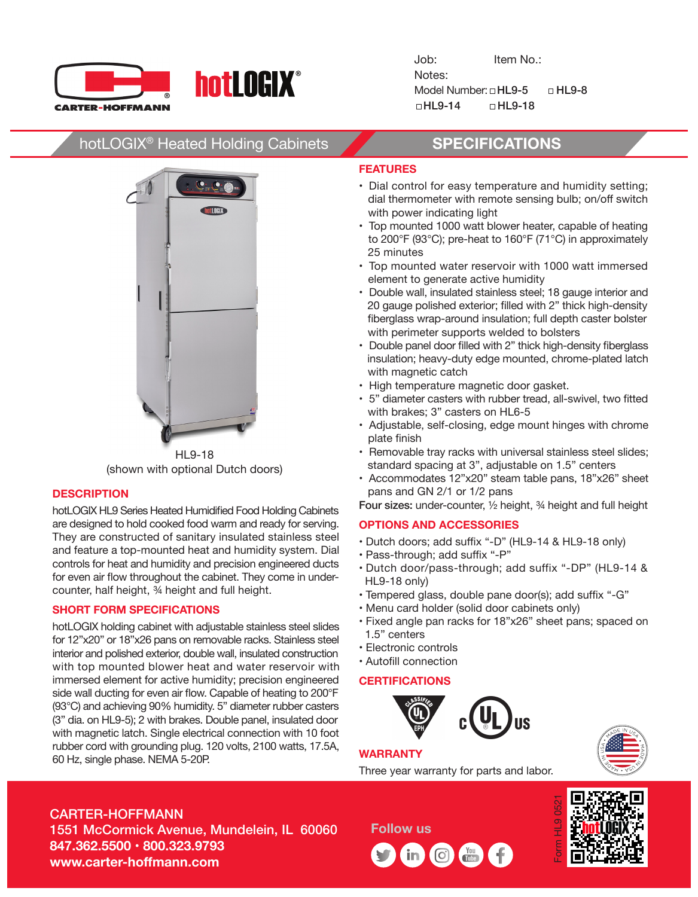CARTER-HOFFMANN

hotLOGIX®

Job: Item No.:

Notes:

Model Number: □ HL9-5 □ HL9-8 □ HL9-14 □ HL9-18

# hotLOGIX® Heated Holding Cabinets

# SPECIFICATIONS

HL9-18
(shown with optional Dutch doors)

## DESCRIPTION

hotLOGIX HL9 Series Heated Humidified Food Holding Cabinets are designed to hold cooked food warm and ready for serving. They are constructed of sanitary insulated stainless steel and feature a top-mounted heat and humidity system. Dial controls for heat and humidity and precision engineered ducts for even air flow throughout the cabinet. They come in under-counter, half height, ¾ height and full height.

## SHORT FORM SPECIFICATIONS

hotLOGIX holding cabinet with adjustable stainless steel slides for 12"x20" or 18"x26 pans on removable racks. Stainless steel interior and polished exterior, double wall, insulated construction with top mounted blower heat and water reservoir with immersed element for active humidity; precision engineered side wall ducting for even air flow. Capable of heating to 200°F (93°C) and achieving 90% humidity. 5" diameter rubber casters (3" dia. on HL9-5); 2 with brakes. Double panel, insulated door with magnetic latch. Single electrical connection with 10 foot rubber cord with grounding plug. 120 volts, 2100 watts, 17.5A, 60 Hz, single phase. NEMA 5-20P.

## FEATURES

- Dial control for easy temperature and humidity setting; dial thermometer with remote sensing bulb; on/off switch with power indicating light
- Top mounted 1000 watt blower heater, capable of heating to 200°F (93°C); pre-heat to 160°F (71°C) in approximately 25 minutes
- Top mounted water reservoir with 1000 watt immersed element to generate active humidity
- Double wall, insulated stainless steel; 18 gauge interior and 20 gauge polished exterior; filled with 2" thick high-density fiberglass wrap-around insulation; full depth caster bolster with perimeter supports welded to bolsters
- Double panel door filled with 2" thick high-density fiberglass insulation; heavy-duty edge mounted, chrome-plated latch with magnetic catch
- High temperature magnetic door gasket.
- 5" diameter casters with rubber tread, all-swivel, two fitted with brakes; 3" casters on HL6-5
- Adjustable, self-closing, edge mount hinges with chrome plate finish
- Removable tray racks with universal stainless steel slides; standard spacing at 3", adjustable on 1.5" centers
- Accommodates 12"x20" steam table pans, 18"x26" sheet pans and GN 2/1 or 1/2 pans

**Four sizes:** under-counter, ½ height, ¾ height and full height

## OPTIONS AND ACCESSORIES

- Dutch doors; add suffix "-D" (HL9-14 & HL9-18 only)
- Pass-through; add suffix "-P"
- Dutch door/pass-through; add suffix "-DP" (HL9-14 & HL9-18 only)
- Tempered glass, double pane door(s); add suffix "-G"
- Menu card holder (solid door cabinets only)
- Fixed angle pan racks for 18"x26" sheet pans; spaced on 1.5" centers
- Electronic controls
- Autofill connection

## CERTIFICATIONS

CLASSIFIED UL EPH · c UL US

MADE IN USA

## WARRANTY

Three year warranty for parts and labor.

CARTER-HOFFMANN
1551 McCormick Avenue, Mundelein, IL 60060
847.362.5500 · 800.323.9793
www.carter-hoffmann.com

Follow us

Form HL9 0521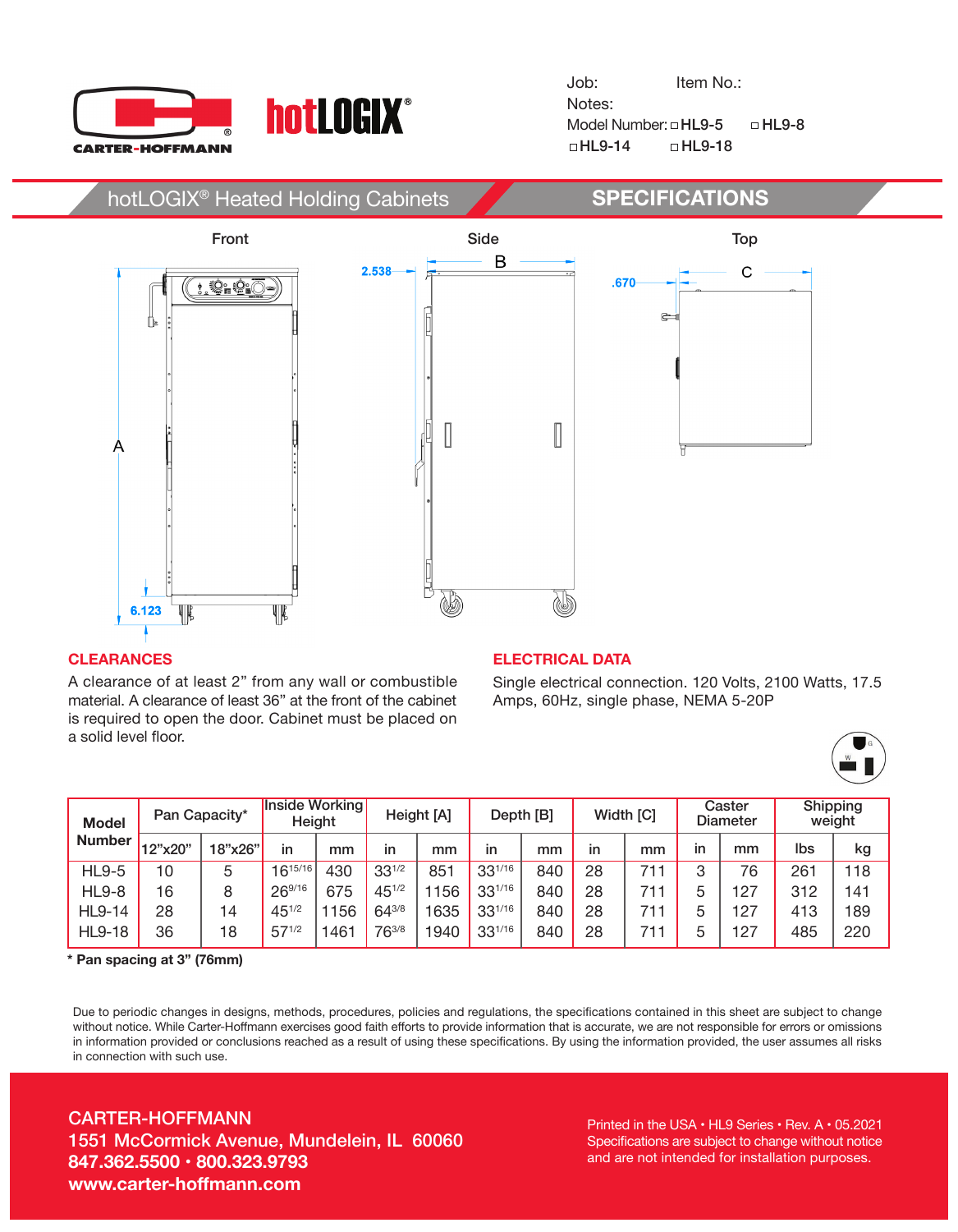CARTER-HOFFMANN

hotLOGIX®

Job: Item No.:

Notes:

Model Number: ☐ HL9-5 ☐ HL9-8 ☐ HL9-14 ☐ HL9-18

## hotLOGIX® Heated Holding Cabinets

## SPECIFICATIONS

Front

Side

Top

A

B

C

2.538

.670

6.123

### CLEARANCES

A clearance of at least 2" from any wall or combustible material. A clearance of least 36" at the front of the cabinet is required to open the door. Cabinet must be placed on a solid level floor.

### ELECTRICAL DATA

Single electrical connection. 120 Volts, 2100 Watts, 17.5 Amps, 60Hz, single phase, NEMA 5-20P

| Model Number | Pan Capacity* | | Inside Working Height | | Height [A] | | Depth [B] | | Width [C] | | Caster Diameter | | Shipping weight | |
|---|---|---|---|---|---|---|---|---|---|---|---|---|---|---|
| | 12"x20" | 18"x26" | in | mm | in | mm | in | mm | in | mm | in | mm | lbs | kg |
| HL9-5 | 10 | 5 | 16 15/16 | 430 | 33 1/2 | 851 | 33 1/16 | 840 | 28 | 711 | 3 | 76 | 261 | 118 |
| HL9-8 | 16 | 8 | 26 9/16 | 675 | 45 1/2 | 1156 | 33 1/16 | 840 | 28 | 711 | 5 | 127 | 312 | 141 |
| HL9-14 | 28 | 14 | 45 1/2 | 1156 | 64 3/8 | 1635 | 33 1/16 | 840 | 28 | 711 | 5 | 127 | 413 | 189 |
| HL9-18 | 36 | 18 | 57 1/2 | 1461 | 76 3/8 | 1940 | 33 1/16 | 840 | 28 | 711 | 5 | 127 | 485 | 220 |

**\* Pan spacing at 3" (76mm)**

Due to periodic changes in designs, methods, procedures, policies and regulations, the specifications contained in this sheet are subject to change without notice. While Carter-Hoffmann exercises good faith efforts to provide information that is accurate, we are not responsible for errors or omissions in information provided or conclusions reached as a result of using these specifications. By using the information provided, the user assumes all risks in connection with such use.

CARTER-HOFFMANN
1551 McCormick Avenue, Mundelein, IL 60060
**847.362.5500 • 800.323.9793**
**www.carter-hoffmann.com**

Printed in the USA • HL9 Series • Rev. A • 05.2021
Specifications are subject to change without notice and are not intended for installation purposes.